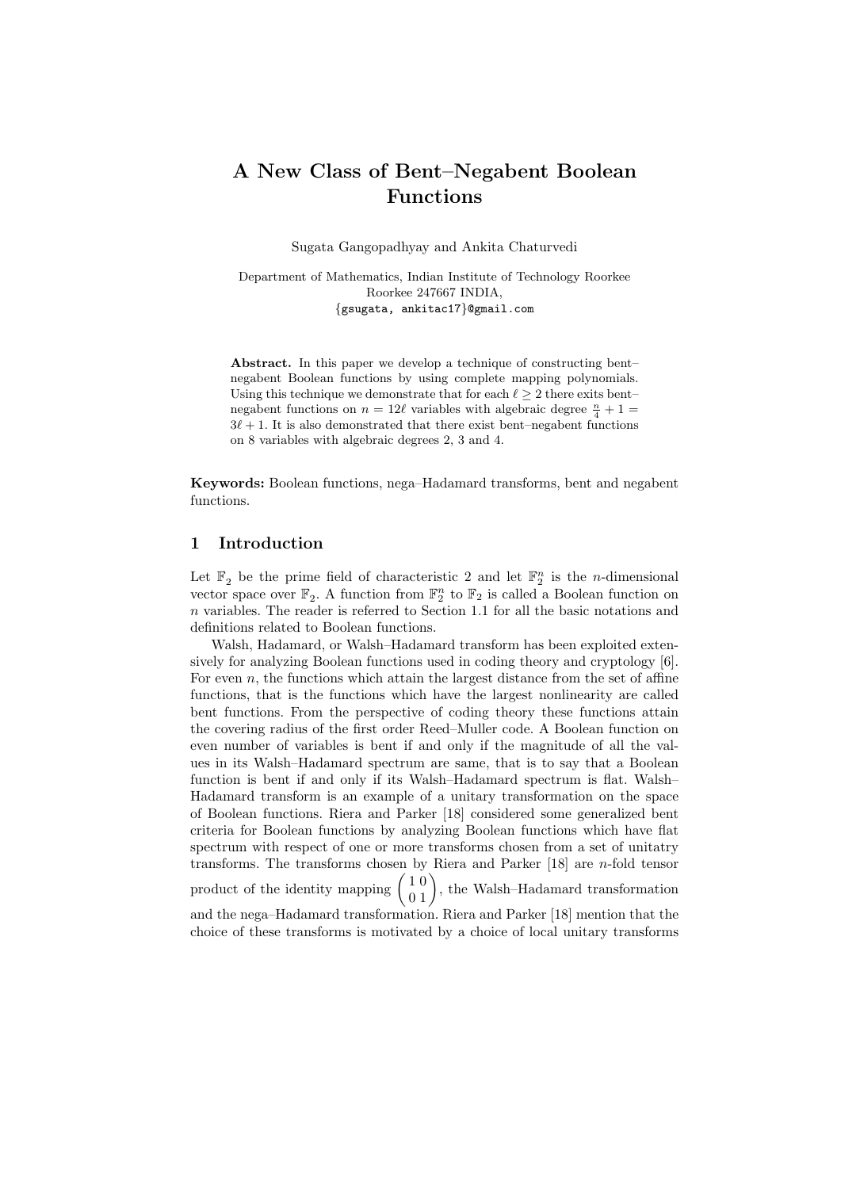# A New Class of Bent–Negabent Boolean Functions

Sugata Gangopadhyay and Ankita Chaturvedi

Department of Mathematics, Indian Institute of Technology Roorkee
Roorkee 247667 INDIA,
{gsugata, ankitac17}@gmail.com

**Abstract.** In this paper we develop a technique of constructing bent–negabent Boolean functions by using complete mapping polynomials. Using this technique we demonstrate that for each $\ell \geq 2$ there exits bent–negabent functions on $n = 12\ell$ variables with algebraic degree $\frac{n}{4} + 1 = 3\ell + 1$. It is also demonstrated that there exist bent–negabent functions on 8 variables with algebraic degrees 2, 3 and 4.

**Keywords:** Boolean functions, nega–Hadamard transforms, bent and negabent functions.

## 1 Introduction

Let $\mathbb{F}_2$ be the prime field of characteristic 2 and let $\mathbb{F}_2^n$ is the $n$-dimensional vector space over $\mathbb{F}_2$. A function from $\mathbb{F}_2^n$ to $\mathbb{F}_2$ is called a Boolean function on $n$ variables. The reader is referred to Section 1.1 for all the basic notations and definitions related to Boolean functions.

Walsh, Hadamard, or Walsh–Hadamard transform has been exploited extensively for analyzing Boolean functions used in coding theory and cryptology [6]. For even $n$, the functions which attain the largest distance from the set of affine functions, that is the functions which have the largest nonlinearity are called bent functions. From the perspective of coding theory these functions attain the covering radius of the first order Reed–Muller code. A Boolean function on even number of variables is bent if and only if the magnitude of all the values in its Walsh–Hadamard spectrum are same, that is to say that a Boolean function is bent if and only if its Walsh–Hadamard spectrum is flat. Walsh–Hadamard transform is an example of a unitary transformation on the space of Boolean functions. Riera and Parker [18] considered some generalized bent criteria for Boolean functions by analyzing Boolean functions which have flat spectrum with respect of one or more transforms chosen from a set of unitatry transforms. The transforms chosen by Riera and Parker [18] are $n$-fold tensor product of the identity mapping $\begin{pmatrix} 1 & 0 \\ 0 & 1 \end{pmatrix}$, the Walsh–Hadamard transformation and the nega–Hadamard transformation. Riera and Parker [18] mention that the choice of these transforms is motivated by a choice of local unitary transforms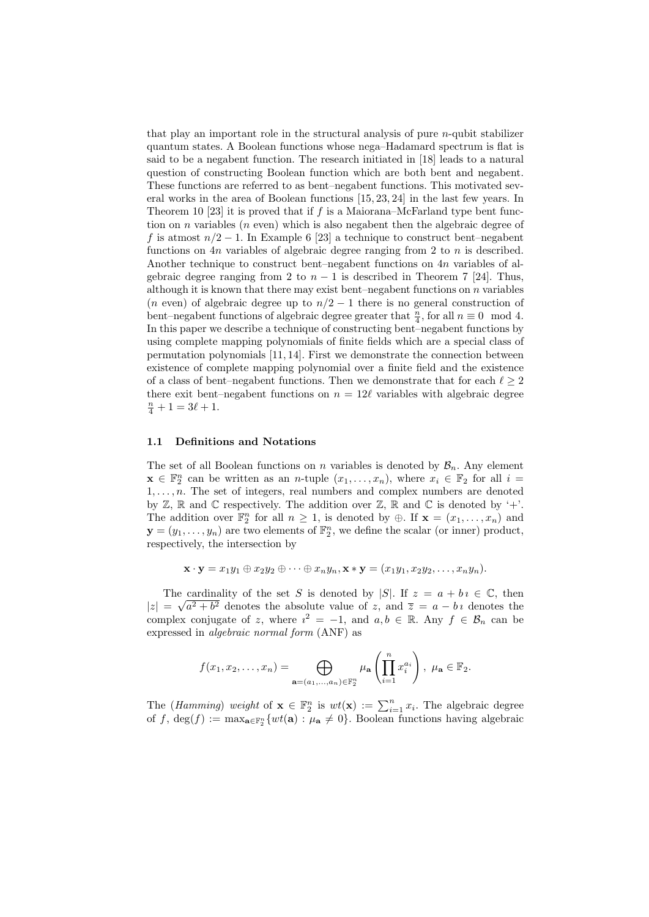that play an important role in the structural analysis of pure $n$-qubit stabilizer quantum states. A Boolean functions whose nega–Hadamard spectrum is flat is said to be a negabent function. The research initiated in [18] leads to a natural question of constructing Boolean function which are both bent and negabent. These functions are referred to as bent–negabent functions. This motivated several works in the area of Boolean functions [15, 23, 24] in the last few years. In Theorem 10 [23] it is proved that if $f$ is a Maiorana–McFarland type bent function on $n$ variables ($n$ even) which is also negabent then the algebraic degree of $f$ is atmost $n/2 - 1$. In Example 6 [23] a technique to construct bent–negabent functions on $4n$ variables of algebraic degree ranging from 2 to $n$ is described. Another technique to construct bent–negabent functions on $4n$ variables of algebraic degree ranging from 2 to $n-1$ is described in Theorem 7 [24]. Thus, although it is known that there may exist bent–negabent functions on $n$ variables ($n$ even) of algebraic degree up to $n/2 - 1$ there is no general construction of bent–negabent functions of algebraic degree greater that $\frac{n}{4}$, for all $n \equiv 0 \mod 4$. In this paper we describe a technique of constructing bent–negabent functions by using complete mapping polynomials of finite fields which are a special class of permutation polynomials [11, 14]. First we demonstrate the connection between existence of complete mapping polynomial over a finite field and the existence of a class of bent–negabent functions. Then we demonstrate that for each $\ell \geq 2$ there exit bent–negabent functions on $n = 12\ell$ variables with algebraic degree $\frac{n}{4} + 1 = 3\ell + 1$.

### 1.1 Definitions and Notations

The set of all Boolean functions on $n$ variables is denoted by $\mathcal{B}_n$. Any element $\mathbf{x} \in \mathbb{F}_2^n$ can be written as an $n$-tuple $(x_1, \ldots, x_n)$, where $x_i \in \mathbb{F}_2$ for all $i = 1, \ldots, n$. The set of integers, real numbers and complex numbers are denoted by $\mathbb{Z}$, $\mathbb{R}$ and $\mathbb{C}$ respectively. The addition over $\mathbb{Z}$, $\mathbb{R}$ and $\mathbb{C}$ is denoted by '+'. The addition over $\mathbb{F}_2^n$ for all $n \geq 1$, is denoted by $\oplus$. If $\mathbf{x} = (x_1, \ldots, x_n)$ and $\mathbf{y} = (y_1, \ldots, y_n)$ are two elements of $\mathbb{F}_2^n$, we define the scalar (or inner) product, respectively, the intersection by

$$\mathbf{x} \cdot \mathbf{y} = x_1 y_1 \oplus x_2 y_2 \oplus \cdots \oplus x_n y_n, \mathbf{x} * \mathbf{y} = (x_1 y_1, x_2 y_2, \ldots, x_n y_n).$$

The cardinality of the set $S$ is denoted by $|S|$. If $z = a + b\imath \in \mathbb{C}$, then $|z| = \sqrt{a^2 + b^2}$ denotes the absolute value of $z$, and $\overline{z} = a - b\imath$ denotes the complex conjugate of $z$, where $\imath^2 = -1$, and $a, b \in \mathbb{R}$. Any $f \in \mathcal{B}_n$ can be expressed in *algebraic normal form* (ANF) as

$$f(x_1, x_2, \ldots, x_n) = \bigoplus_{\mathbf{a}=(a_1,\ldots,a_n)\in\mathbb{F}_2^n} \mu_{\mathbf{a}} \left( \prod_{i=1}^{n} x_i^{a_i} \right), \ \mu_{\mathbf{a}} \in \mathbb{F}_2.$$

The (*Hamming*) *weight* of $\mathbf{x} \in \mathbb{F}_2^n$ is $wt(\mathbf{x}) := \sum_{i=1}^{n} x_i$. The algebraic degree of $f$, $\deg(f) := \max_{\mathbf{a}\in\mathbb{F}_2^n}\{wt(\mathbf{a}) : \mu_{\mathbf{a}} \neq 0\}$. Boolean functions having algebraic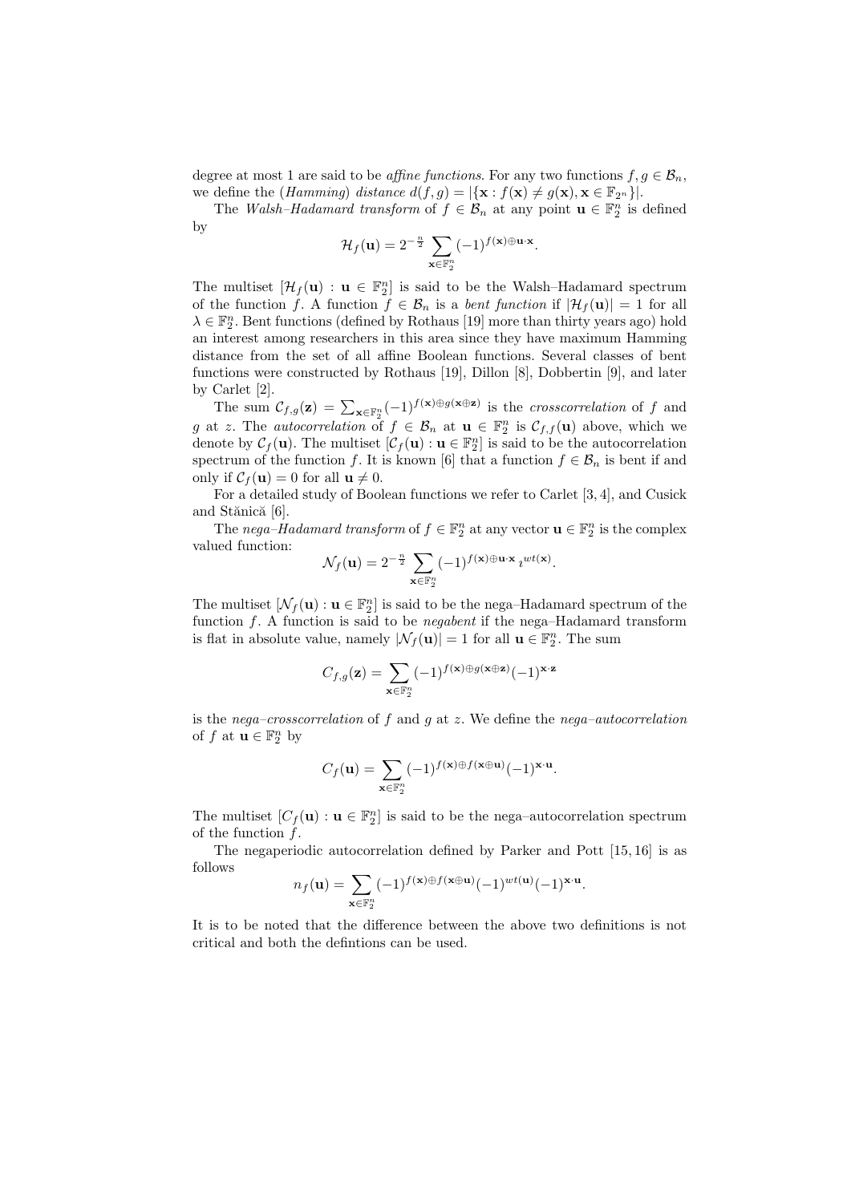degree at most 1 are said to be *affine functions*. For any two functions $f, g \in \mathcal{B}_n$, we define the (*Hamming*) *distance* $d(f, g) = |\{\mathbf{x} : f(\mathbf{x}) \neq g(\mathbf{x}), \mathbf{x} \in \mathbb{F}_{2^n}\}|$.

The *Walsh–Hadamard transform* of $f \in \mathcal{B}_n$ at any point $\mathbf{u} \in \mathbb{F}_2^n$ is defined by

$$\mathcal{H}_f(\mathbf{u}) = 2^{-\frac{n}{2}} \sum_{\mathbf{x} \in \mathbb{F}_2^n} (-1)^{f(\mathbf{x}) \oplus \mathbf{u} \cdot \mathbf{x}}.$$

The multiset $[\mathcal{H}_f(\mathbf{u}) : \mathbf{u} \in \mathbb{F}_2^n]$ is said to be the Walsh–Hadamard spectrum of the function $f$. A function $f \in \mathcal{B}_n$ is a *bent function* if $|\mathcal{H}_f(\mathbf{u})| = 1$ for all $\lambda \in \mathbb{F}_2^n$. Bent functions (defined by Rothaus [19] more than thirty years ago) hold an interest among researchers in this area since they have maximum Hamming distance from the set of all affine Boolean functions. Several classes of bent functions were constructed by Rothaus [19], Dillon [8], Dobbertin [9], and later by Carlet [2].

The sum $\mathcal{C}_{f,g}(\mathbf{z}) = \sum_{\mathbf{x} \in \mathbb{F}_2^n} (-1)^{f(\mathbf{x}) \oplus g(\mathbf{x} \oplus \mathbf{z})}$ is the *crosscorrelation* of $f$ and $g$ at $z$. The *autocorrelation* of $f \in \mathcal{B}_n$ at $\mathbf{u} \in \mathbb{F}_2^n$ is $\mathcal{C}_{f,f}(\mathbf{u})$ above, which we denote by $\mathcal{C}_f(\mathbf{u})$. The multiset $[\mathcal{C}_f(\mathbf{u}) : \mathbf{u} \in \mathbb{F}_2^n]$ is said to be the autocorrelation spectrum of the function $f$. It is known [6] that a function $f \in \mathcal{B}_n$ is bent if and only if $\mathcal{C}_f(\mathbf{u}) = 0$ for all $\mathbf{u} \neq 0$.

For a detailed study of Boolean functions we refer to Carlet [3, 4], and Cusick and Stănică [6].

The *nega–Hadamard transform* of $f \in \mathbb{F}_2^n$ at any vector $\mathbf{u} \in \mathbb{F}_2^n$ is the complex valued function:

$$\mathcal{N}_f(\mathbf{u}) = 2^{-\frac{n}{2}} \sum_{\mathbf{x} \in \mathbb{F}_2^n} (-1)^{f(\mathbf{x}) \oplus \mathbf{u} \cdot \mathbf{x}} \imath^{wt(\mathbf{x})}.$$

The multiset $[\mathcal{N}_f(\mathbf{u}) : \mathbf{u} \in \mathbb{F}_2^n]$ is said to be the nega–Hadamard spectrum of the function $f$. A function is said to be *negabent* if the nega–Hadamard transform is flat in absolute value, namely $|\mathcal{N}_f(\mathbf{u})| = 1$ for all $\mathbf{u} \in \mathbb{F}_2^n$. The sum

$$C_{f,g}(\mathbf{z}) = \sum_{\mathbf{x} \in \mathbb{F}_2^n} (-1)^{f(\mathbf{x}) \oplus g(\mathbf{x} \oplus \mathbf{z})} (-1)^{\mathbf{x} \cdot \mathbf{z}}$$

is the *nega–crosscorrelation* of $f$ and $g$ at $z$. We define the *nega–autocorrelation* of $f$ at $\mathbf{u} \in \mathbb{F}_2^n$ by

$$C_f(\mathbf{u}) = \sum_{\mathbf{x} \in \mathbb{F}_2^n} (-1)^{f(\mathbf{x}) \oplus f(\mathbf{x} \oplus \mathbf{u})} (-1)^{\mathbf{x} \cdot \mathbf{u}}.$$

The multiset $[C_f(\mathbf{u}) : \mathbf{u} \in \mathbb{F}_2^n]$ is said to be the nega–autocorrelation spectrum of the function $f$.

The negaperiodic autocorrelation defined by Parker and Pott [15, 16] is as follows

$$n_f(\mathbf{u}) = \sum_{\mathbf{x} \in \mathbb{F}_2^n} (-1)^{f(\mathbf{x}) \oplus f(\mathbf{x} \oplus \mathbf{u})} (-1)^{wt(\mathbf{u})} (-1)^{\mathbf{x} \cdot \mathbf{u}}.$$

It is to be noted that the difference between the above two definitions is not critical and both the defintions can be used.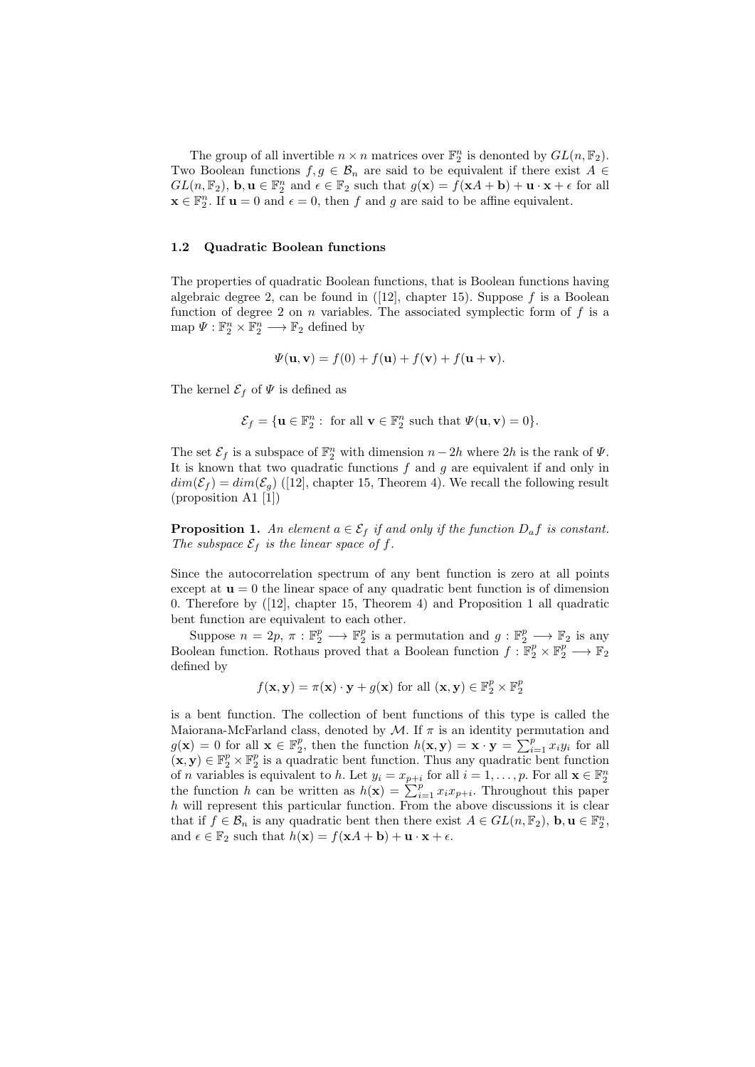The group of all invertible $n \times n$ matrices over $\mathbb{F}_2^n$ is denonted by $GL(n, \mathbb{F}_2)$. Two Boolean functions $f, g \in \mathcal{B}_n$ are said to be equivalent if there exist $A \in GL(n, \mathbb{F}_2)$, $\mathbf{b}, \mathbf{u} \in \mathbb{F}_2^n$ and $\epsilon \in \mathbb{F}_2$ such that $g(\mathbf{x}) = f(\mathbf{x}A + \mathbf{b}) + \mathbf{u} \cdot \mathbf{x} + \epsilon$ for all $\mathbf{x} \in \mathbb{F}_2^n$. If $\mathbf{u} = 0$ and $\epsilon = 0$, then $f$ and $g$ are said to be affine equivalent.

### 1.2 Quadratic Boolean functions

The properties of quadratic Boolean functions, that is Boolean functions having algebraic degree 2, can be found in ([12], chapter 15). Suppose $f$ is a Boolean function of degree 2 on $n$ variables. The associated symplectic form of $f$ is a map $\Psi : \mathbb{F}_2^n \times \mathbb{F}_2^n \longrightarrow \mathbb{F}_2$ defined by

$$\Psi(\mathbf{u}, \mathbf{v}) = f(0) + f(\mathbf{u}) + f(\mathbf{v}) + f(\mathbf{u} + \mathbf{v}).$$

The kernel $\mathcal{E}_f$ of $\Psi$ is defined as

$$\mathcal{E}_f = \{\mathbf{u} \in \mathbb{F}_2^n : \text{ for all } \mathbf{v} \in \mathbb{F}_2^n \text{ such that } \Psi(\mathbf{u}, \mathbf{v}) = 0\}.$$

The set $\mathcal{E}_f$ is a subspace of $\mathbb{F}_2^n$ with dimension $n - 2h$ where $2h$ is the rank of $\Psi$. It is known that two quadratic functions $f$ and $g$ are equivalent if and only in $dim(\mathcal{E}_f) = dim(\mathcal{E}_g)$ ([12], chapter 15, Theorem 4). We recall the following result (proposition A1 [1])

**Proposition 1.** *An element $a \in \mathcal{E}_f$ if and only if the function $D_a f$ is constant. The subspace $\mathcal{E}_f$ is the linear space of $f$.*

Since the autocorrelation spectrum of any bent function is zero at all points except at $\mathbf{u} = 0$ the linear space of any quadratic bent function is of dimension 0. Therefore by ([12], chapter 15, Theorem 4) and Proposition 1 all quadratic bent function are equivalent to each other.

Suppose $n = 2p$, $\pi : \mathbb{F}_2^p \longrightarrow \mathbb{F}_2^p$ is a permutation and $g : \mathbb{F}_2^p \longrightarrow \mathbb{F}_2$ is any Boolean function. Rothaus proved that a Boolean function $f : \mathbb{F}_2^p \times \mathbb{F}_2^p \longrightarrow \mathbb{F}_2$ defined by

$$f(\mathbf{x}, \mathbf{y}) = \pi(\mathbf{x}) \cdot \mathbf{y} + g(\mathbf{x}) \text{ for all } (\mathbf{x}, \mathbf{y}) \in \mathbb{F}_2^p \times \mathbb{F}_2^p$$

is a bent function. The collection of bent functions of this type is called the Maiorana-McFarland class, denoted by $\mathcal{M}$. If $\pi$ is an identity permutation and $g(\mathbf{x}) = 0$ for all $\mathbf{x} \in \mathbb{F}_2^p$, then the function $h(\mathbf{x}, \mathbf{y}) = \mathbf{x} \cdot \mathbf{y} = \sum_{i=1}^{p} x_i y_i$ for all $(\mathbf{x}, \mathbf{y}) \in \mathbb{F}_2^p \times \mathbb{F}_2^p$ is a quadratic bent function. Thus any quadratic bent function of $n$ variables is equivalent to $h$. Let $y_i = x_{p+i}$ for all $i = 1, \ldots, p$. For all $\mathbf{x} \in \mathbb{F}_2^n$ the function $h$ can be written as $h(\mathbf{x}) = \sum_{i=1}^{p} x_i x_{p+i}$. Throughout this paper $h$ will represent this particular function. From the above discussions it is clear that if $f \in \mathcal{B}_n$ is any quadratic bent then there exist $A \in GL(n, \mathbb{F}_2)$, $\mathbf{b}, \mathbf{u} \in \mathbb{F}_2^n$, and $\epsilon \in \mathbb{F}_2$ such that $h(\mathbf{x}) = f(\mathbf{x}A + \mathbf{b}) + \mathbf{u} \cdot \mathbf{x} + \epsilon$.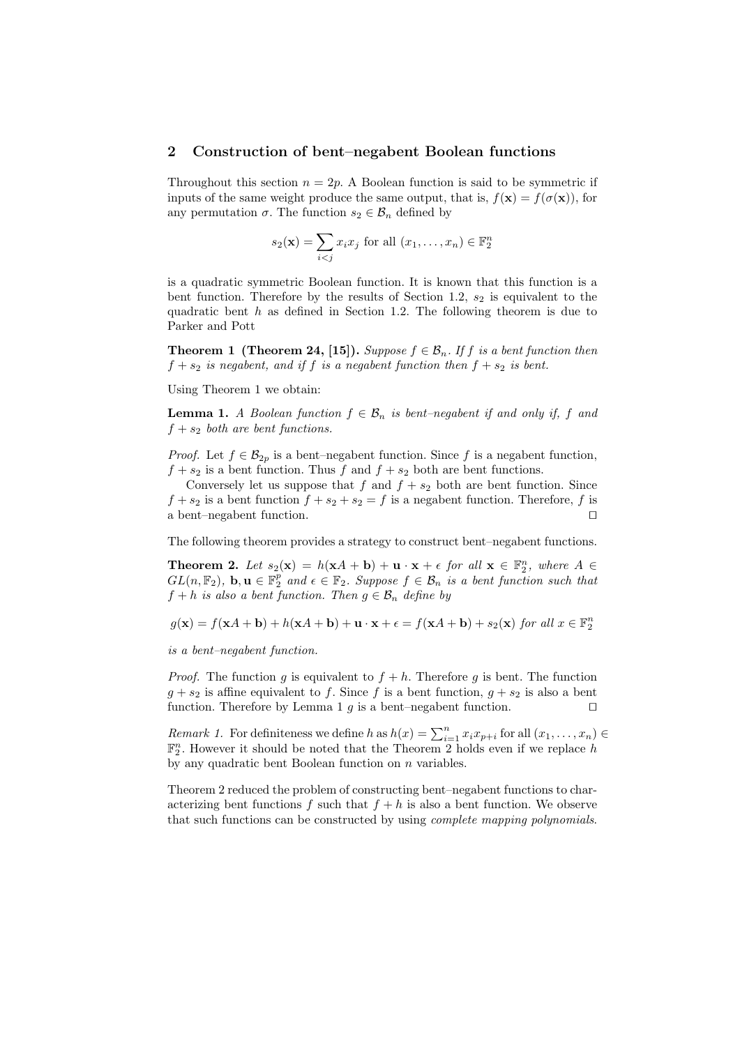## 2 Construction of bent–negabent Boolean functions

Throughout this section $n = 2p$. A Boolean function is said to be symmetric if inputs of the same weight produce the same output, that is, $f(\mathbf{x}) = f(\sigma(\mathbf{x}))$, for any permutation $\sigma$. The function $s_2 \in \mathcal{B}_n$ defined by

$$s_2(\mathbf{x}) = \sum_{i<j} x_i x_j \text{ for all } (x_1, \ldots, x_n) \in \mathbb{F}_2^n$$

is a quadratic symmetric Boolean function. It is known that this function is a bent function. Therefore by the results of Section 1.2, $s_2$ is equivalent to the quadratic bent $h$ as defined in Section 1.2. The following theorem is due to Parker and Pott

**Theorem 1 (Theorem 24, [15]).** *Suppose $f \in \mathcal{B}_n$. If $f$ is a bent function then $f + s_2$ is negabent, and if $f$ is a negabent function then $f + s_2$ is bent.*

Using Theorem 1 we obtain:

**Lemma 1.** *A Boolean function $f \in \mathcal{B}_n$ is bent–negabent if and only if, $f$ and $f + s_2$ both are bent functions.*

*Proof.* Let $f \in \mathcal{B}_{2p}$ is a bent–negabent function. Since $f$ is a negabent function, $f + s_2$ is a bent function. Thus $f$ and $f + s_2$ both are bent functions.

Conversely let us suppose that $f$ and $f + s_2$ both are bent function. Since $f + s_2$ is a bent function $f + s_2 + s_2 = f$ is a negabent function. Therefore, $f$ is a bent–negabent function. ◻

The following theorem provides a strategy to construct bent–negabent functions.

**Theorem 2.** *Let $s_2(\mathbf{x}) = h(\mathbf{x}A + \mathbf{b}) + \mathbf{u} \cdot \mathbf{x} + \epsilon$ for all $\mathbf{x} \in \mathbb{F}_2^n$, where $A \in GL(n, \mathbb{F}_2)$, $\mathbf{b}, \mathbf{u} \in \mathbb{F}_2^p$ and $\epsilon \in \mathbb{F}_2$. Suppose $f \in \mathcal{B}_n$ is a bent function such that $f + h$ is also a bent function. Then $g \in \mathcal{B}_n$ define by*

$$g(\mathbf{x}) = f(\mathbf{x}A + \mathbf{b}) + h(\mathbf{x}A + \mathbf{b}) + \mathbf{u} \cdot \mathbf{x} + \epsilon = f(\mathbf{x}A + \mathbf{b}) + s_2(\mathbf{x}) \text{ for all } x \in \mathbb{F}_2^n$$

*is a bent–negabent function.*

*Proof.* The function $g$ is equivalent to $f + h$. Therefore $g$ is bent. The function $g + s_2$ is affine equivalent to $f$. Since $f$ is a bent function, $g + s_2$ is also a bent function. Therefore by Lemma 1 $g$ is a bent–negabent function. ◻

*Remark 1.* For definiteness we define $h$ as $h(x) = \sum_{i=1}^{n} x_i x_{p+i}$ for all $(x_1, \ldots, x_n) \in \mathbb{F}_2^n$. However it should be noted that the Theorem 2 holds even if we replace $h$ by any quadratic bent Boolean function on $n$ variables.

Theorem 2 reduced the problem of constructing bent–negabent functions to characterizing bent functions $f$ such that $f + h$ is also a bent function. We observe that such functions can be constructed by using *complete mapping polynomials*.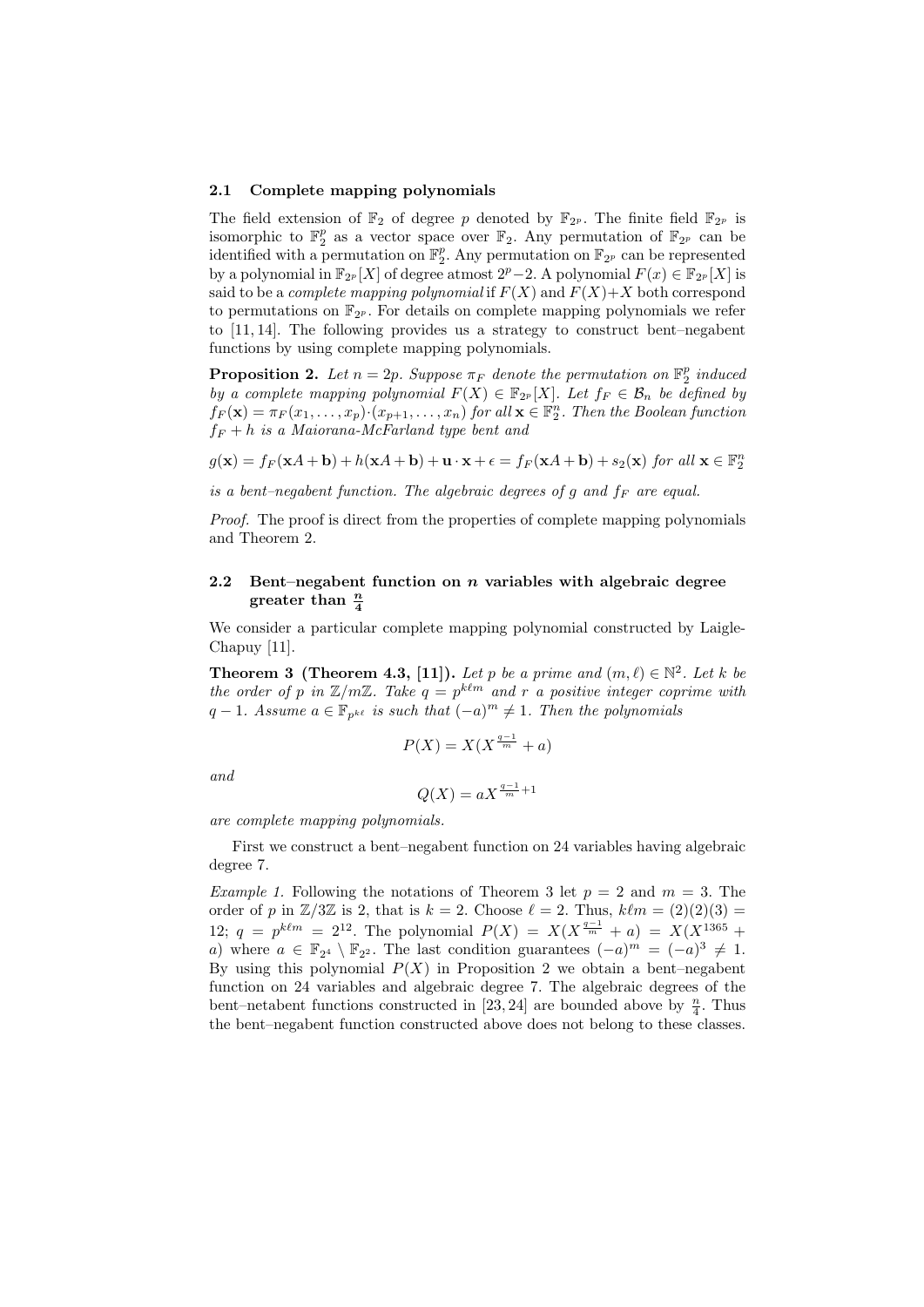### 2.1 Complete mapping polynomials

The field extension of $\mathbb{F}_2$ of degree $p$ denoted by $\mathbb{F}_{2^p}$. The finite field $\mathbb{F}_{2^p}$ is isomorphic to $\mathbb{F}_2^p$ as a vector space over $\mathbb{F}_2$. Any permutation of $\mathbb{F}_{2^p}$ can be identified with a permutation on $\mathbb{F}_2^p$. Any permutation on $\mathbb{F}_{2^p}$ can be represented by a polynomial in $\mathbb{F}_{2^p}[X]$ of degree atmost $2^p-2$. A polynomial $F(x) \in \mathbb{F}_{2^p}[X]$ is said to be a *complete mapping polynomial* if $F(X)$ and $F(X)+X$ both correspond to permutations on $\mathbb{F}_{2^p}$. For details on complete mapping polynomials we refer to [11, 14]. The following provides us a strategy to construct bent–negabent functions by using complete mapping polynomials.

**Proposition 2.** *Let $n = 2p$. Suppose $\pi_F$ denote the permutation on $\mathbb{F}_2^p$ induced by a complete mapping polynomial $F(X) \in \mathbb{F}_{2^p}[X]$. Let $f_F \in \mathcal{B}_n$ be defined by $f_F(\mathbf{x}) = \pi_F(x_1, \ldots, x_p) \cdot (x_{p+1}, \ldots, x_n)$ for all $\mathbf{x} \in \mathbb{F}_2^n$. Then the Boolean function $f_F + h$ is a Maiorana-McFarland type bent and*

$$g(\mathbf{x}) = f_F(\mathbf{x}A + \mathbf{b}) + h(\mathbf{x}A + \mathbf{b}) + \mathbf{u} \cdot \mathbf{x} + \epsilon = f_F(\mathbf{x}A + \mathbf{b}) + s_2(\mathbf{x}) \text{ for all } \mathbf{x} \in \mathbb{F}_2^n$$

*is a bent–negabent function. The algebraic degrees of $g$ and $f_F$ are equal.*

*Proof.* The proof is direct from the properties of complete mapping polynomials and Theorem 2.

### 2.2 Bent–negabent function on $n$ variables with algebraic degree greater than $\frac{n}{4}$

We consider a particular complete mapping polynomial constructed by Laigle-Chapuy [11].

**Theorem 3 (Theorem 4.3, [11]).** *Let $p$ be a prime and $(m, \ell) \in \mathbb{N}^2$. Let $k$ be the order of $p$ in $\mathbb{Z}/m\mathbb{Z}$. Take $q = p^{k\ell m}$ and $r$ a positive integer coprime with $q-1$. Assume $a \in \mathbb{F}_{p^{k\ell}}$ is such that $(-a)^m \neq 1$. Then the polynomials*

$$P(X) = X(X^{\frac{q-1}{m}} + a)$$

*and*

$$Q(X) = aX^{\frac{q-1}{m}+1}$$

*are complete mapping polynomials.*

First we construct a bent–negabent function on 24 variables having algebraic degree 7.

*Example 1.* Following the notations of Theorem 3 let $p = 2$ and $m = 3$. The order of $p$ in $\mathbb{Z}/3\mathbb{Z}$ is 2, that is $k = 2$. Choose $\ell = 2$. Thus, $k\ell m = (2)(2)(3) = 12$; $q = p^{k\ell m} = 2^{12}$. The polynomial $P(X) = X(X^{\frac{q-1}{m}} + a) = X(X^{1365} + a)$ where $a \in \mathbb{F}_{2^4} \setminus \mathbb{F}_{2^2}$. The last condition guarantees $(-a)^m = (-a)^3 \neq 1$. By using this polynomial $P(X)$ in Proposition 2 we obtain a bent–negabent function on 24 variables and algebraic degree 7. The algebraic degrees of the bent–netabent functions constructed in [23, 24] are bounded above by $\frac{n}{4}$. Thus the bent–negabent function constructed above does not belong to these classes.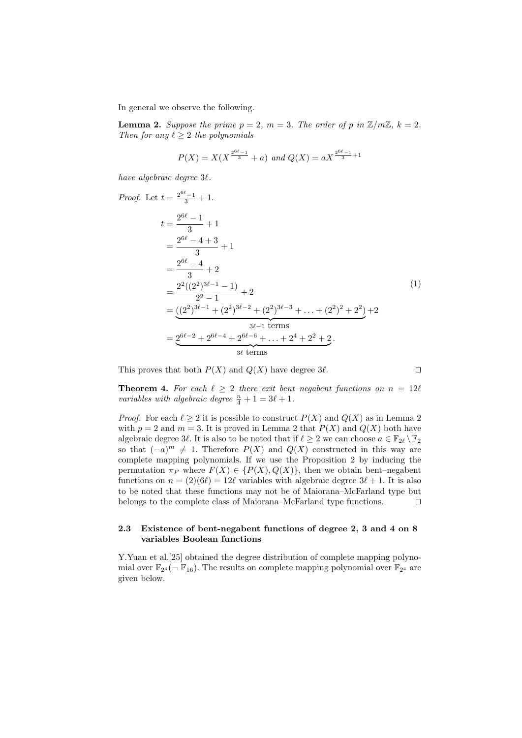In general we observe the following.

**Lemma 2.** *Suppose the prime $p = 2$, $m = 3$. The order of $p$ in $\mathbb{Z}/m\mathbb{Z}$, $k = 2$. Then for any $\ell \geq 2$ the polynomials*

$$P(X) = X(X^{\frac{2^{6\ell}-1}{3}} + a) \text{ and } Q(X) = aX^{\frac{2^{6\ell}-1}{3}+1}$$

*have algebraic degree $3\ell$.*

*Proof.* Let $t = \frac{2^{6\ell}-1}{3} + 1$.

$$\begin{aligned}
t &= \frac{2^{6\ell}-1}{3} + 1 \\
&= \frac{2^{6\ell}-4+3}{3} + 1 \\
&= \frac{2^{6\ell}-4}{3} + 2 \\
&= \frac{2^2((2^2)^{3\ell-1}-1)}{2^2-1} + 2 \\
&= \underbrace{((2^2)^{3\ell-1} + (2^2)^{3\ell-2} + (2^2)^{3\ell-3} + \ldots + (2^2)^2 + 2^2)}_{3\ell-1 \text{ terms}} + 2 \\
&= \underbrace{2^{6\ell-2} + 2^{6\ell-4} + 2^{6\ell-6} + \ldots + 2^4 + 2^2 + 2}_{3\ell \text{ terms}}.
\end{aligned} \tag{1}$$

This proves that both $P(X)$ and $Q(X)$ have degree $3\ell$. $\square$

**Theorem 4.** *For each $\ell \geq 2$ there exit bent–negabent functions on $n = 12\ell$ variables with algebraic degree $\frac{n}{4} + 1 = 3\ell + 1$.*

*Proof.* For each $\ell \geq 2$ it is possible to construct $P(X)$ and $Q(X)$ as in Lemma 2 with $p = 2$ and $m = 3$. It is proved in Lemma 2 that $P(X)$ and $Q(X)$ both have algebraic degree $3\ell$. It is also to be noted that if $\ell \geq 2$ we can choose $a \in \mathbb{F}_{2^\ell} \setminus \mathbb{F}_2$ so that $(-a)^m \neq 1$. Therefore $P(X)$ and $Q(X)$ constructed in this way are complete mapping polynomials. If we use the Proposition 2 by inducing the permutation $\pi_F$ where $F(X) \in \{P(X), Q(X)\}$, then we obtain bent–negabent functions on $n = (2)(6\ell) = 12\ell$ variables with algebraic degree $3\ell + 1$. It is also to be noted that these functions may not be of Maiorana–McFarland type but belongs to the complete class of Maiorana–McFarland type functions. $\square$

### 2.3 Existence of bent-negabent functions of degree 2, 3 and 4 on 8 variables Boolean functions

Y.Yuan et al.[25] obtained the degree distribution of complete mapping polynomial over $\mathbb{F}_{2^4} (= \mathbb{F}_{16})$. The results on complete mapping polynomial over $\mathbb{F}_{2^4}$ are given below.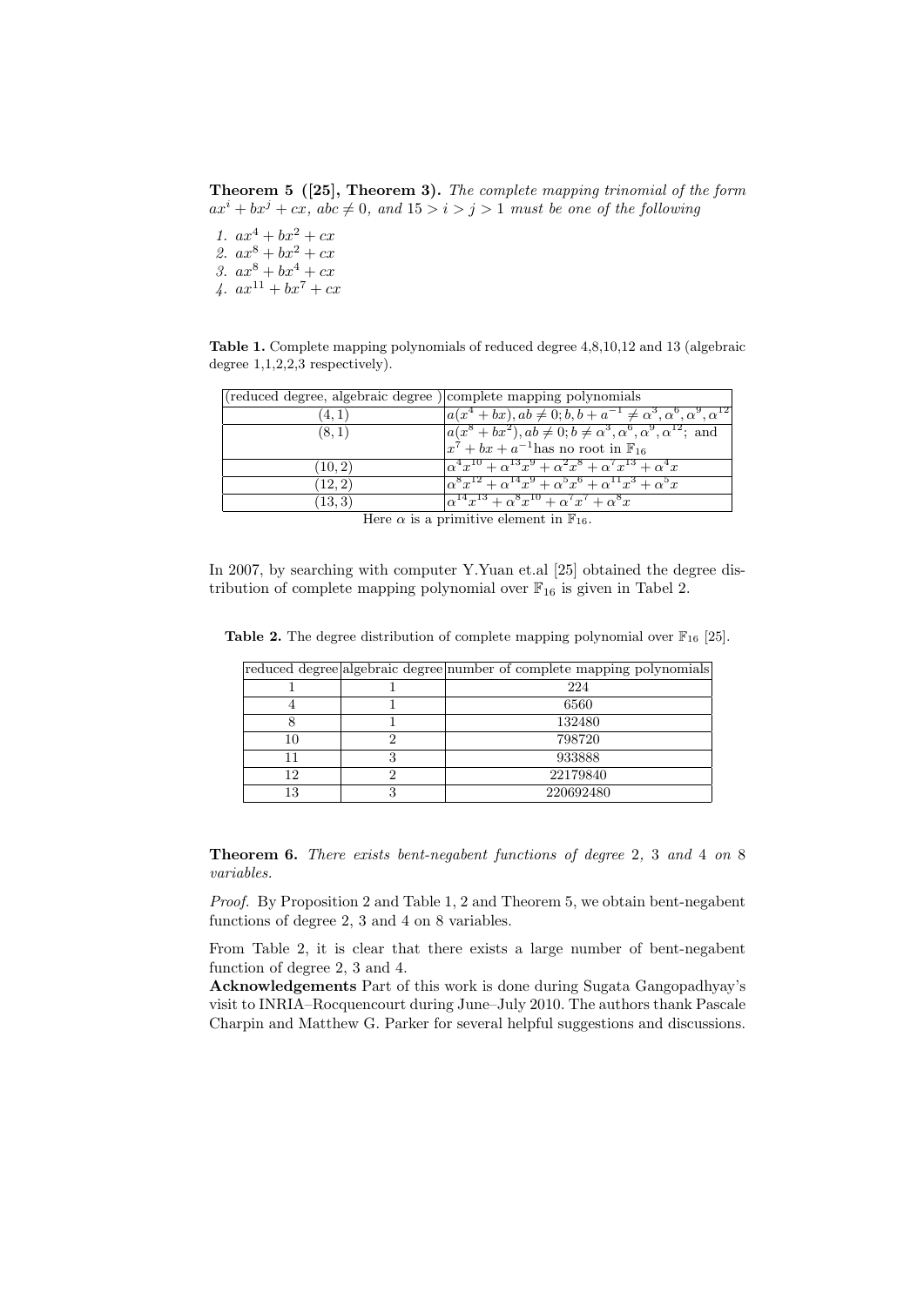**Theorem 5 ([25], Theorem 3).** *The complete mapping trinomial of the form $ax^i + bx^j + cx$, $abc \neq 0$, and $15 > i > j > 1$ must be one of the following*

1. $ax^4 + bx^2 + cx$
2. $ax^8 + bx^2 + cx$
3. $ax^8 + bx^4 + cx$
4. $ax^{11} + bx^7 + cx$

**Table 1.** Complete mapping polynomials of reduced degree 4,8,10,12 and 13 (algebraic degree 1,1,2,2,3 respectively).

| (reduced degree, algebraic degree ) | complete mapping polynomials |
|---|---|
| $(4, 1)$ | $a(x^4 + bx), ab \neq 0; b, b + a^{-1} \neq \alpha^3, \alpha^6, \alpha^9, \alpha^{12}$ |
| $(8, 1)$ | $a(x^8 + bx^2), ab \neq 0; b \neq \alpha^3, \alpha^6, \alpha^9, \alpha^{12}$; and $x^7 + bx + a^{-1}$has no root in $\mathbb{F}_{16}$ |
| $(10, 2)$ | $\alpha^4 x^{10} + \alpha^{13} x^9 + \alpha^2 x^8 + \alpha^7 x^{13} + \alpha^4 x$ |
| $(12, 2)$ | $\alpha^8 x^{12} + \alpha^{14} x^9 + \alpha^5 x^6 + \alpha^{11} x^3 + \alpha^5 x$ |
| $(13, 3)$ | $\alpha^{14} x^{13} + \alpha^8 x^{10} + \alpha^7 x^7 + \alpha^8 x$ |

Here $\alpha$ is a primitive element in $\mathbb{F}_{16}$.

In 2007, by searching with computer Y.Yuan et.al [25] obtained the degree distribution of complete mapping polynomial over $\mathbb{F}_{16}$ is given in Tabel 2.

**Table 2.** The degree distribution of complete mapping polynomial over $\mathbb{F}_{16}$ [25].

| reduced degree | algebraic degree | number of complete mapping polynomials |
|---|---|---|
| 1 | 1 | 224 |
| 4 | 1 | 6560 |
| 8 | 1 | 132480 |
| 10 | 2 | 798720 |
| 11 | 3 | 933888 |
| 12 | 2 | 22179840 |
| 13 | 3 | 220692480 |

**Theorem 6.** *There exists bent-negabent functions of degree* 2*,* 3 *and* 4 *on* 8 *variables.*

*Proof.* By Proposition 2 and Table 1, 2 and Theorem 5, we obtain bent-negabent functions of degree 2, 3 and 4 on 8 variables.

From Table 2, it is clear that there exists a large number of bent-negabent function of degree 2, 3 and 4.

**Acknowledgements** Part of this work is done during Sugata Gangopadhyay's visit to INRIA–Rocquencourt during June–July 2010. The authors thank Pascale Charpin and Matthew G. Parker for several helpful suggestions and discussions.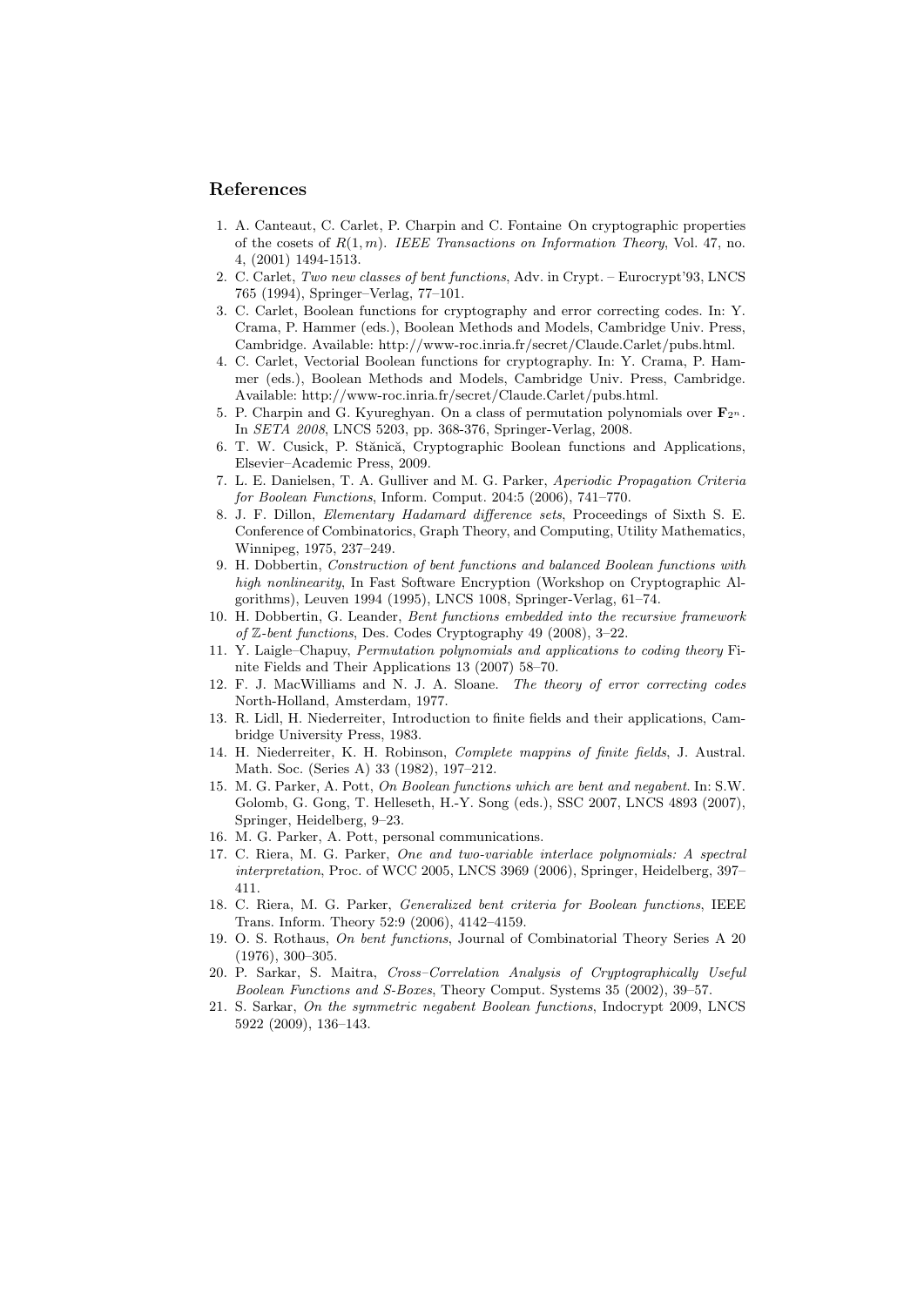## References

1. A. Canteaut, C. Carlet, P. Charpin and C. Fontaine On cryptographic properties of the cosets of $R(1,m)$. *IEEE Transactions on Information Theory*, Vol. 47, no. 4, (2001) 1494-1513.
2. C. Carlet, *Two new classes of bent functions*, Adv. in Crypt. – Eurocrypt'93, LNCS 765 (1994), Springer–Verlag, 77–101.
3. C. Carlet, Boolean functions for cryptography and error correcting codes. In: Y. Crama, P. Hammer (eds.), Boolean Methods and Models, Cambridge Univ. Press, Cambridge. Available: http://www-roc.inria.fr/secret/Claude.Carlet/pubs.html.
4. C. Carlet, Vectorial Boolean functions for cryptography. In: Y. Crama, P. Hammer (eds.), Boolean Methods and Models, Cambridge Univ. Press, Cambridge. Available: http://www-roc.inria.fr/secret/Claude.Carlet/pubs.html.
5. P. Charpin and G. Kyureghyan. On a class of permutation polynomials over $\mathbf{F}_{2^n}$. In *SETA 2008*, LNCS 5203, pp. 368-376, Springer-Verlag, 2008.
6. T. W. Cusick, P. Stănică, Cryptographic Boolean functions and Applications, Elsevier–Academic Press, 2009.
7. L. E. Danielsen, T. A. Gulliver and M. G. Parker, *Aperiodic Propagation Criteria for Boolean Functions*, Inform. Comput. 204:5 (2006), 741–770.
8. J. F. Dillon, *Elementary Hadamard difference sets*, Proceedings of Sixth S. E. Conference of Combinatorics, Graph Theory, and Computing, Utility Mathematics, Winnipeg, 1975, 237–249.
9. H. Dobbertin, *Construction of bent functions and balanced Boolean functions with high nonlinearity*, In Fast Software Encryption (Workshop on Cryptographic Algorithms), Leuven 1994 (1995), LNCS 1008, Springer-Verlag, 61–74.
10. H. Dobbertin, G. Leander, *Bent functions embedded into the recursive framework of $\mathbb{Z}$-bent functions*, Des. Codes Cryptography 49 (2008), 3–22.
11. Y. Laigle–Chapuy, *Permutation polynomials and applications to coding theory* Finite Fields and Their Applications 13 (2007) 58–70.
12. F. J. MacWilliams and N. J. A. Sloane. *The theory of error correcting codes* North-Holland, Amsterdam, 1977.
13. R. Lidl, H. Niederreiter, Introduction to finite fields and their applications, Cambridge University Press, 1983.
14. H. Niederreiter, K. H. Robinson, *Complete mappins of finite fields*, J. Austral. Math. Soc. (Series A) 33 (1982), 197–212.
15. M. G. Parker, A. Pott, *On Boolean functions which are bent and negabent*. In: S.W. Golomb, G. Gong, T. Helleseth, H.-Y. Song (eds.), SSC 2007, LNCS 4893 (2007), Springer, Heidelberg, 9–23.
16. M. G. Parker, A. Pott, personal communications.
17. C. Riera, M. G. Parker, *One and two-variable interlace polynomials: A spectral interpretation*, Proc. of WCC 2005, LNCS 3969 (2006), Springer, Heidelberg, 397–411.
18. C. Riera, M. G. Parker, *Generalized bent criteria for Boolean functions*, IEEE Trans. Inform. Theory 52:9 (2006), 4142–4159.
19. O. S. Rothaus, *On bent functions*, Journal of Combinatorial Theory Series A 20 (1976), 300–305.
20. P. Sarkar, S. Maitra, *Cross–Correlation Analysis of Cryptographically Useful Boolean Functions and S-Boxes*, Theory Comput. Systems 35 (2002), 39–57.
21. S. Sarkar, *On the symmetric negabent Boolean functions*, Indocrypt 2009, LNCS 5922 (2009), 136–143.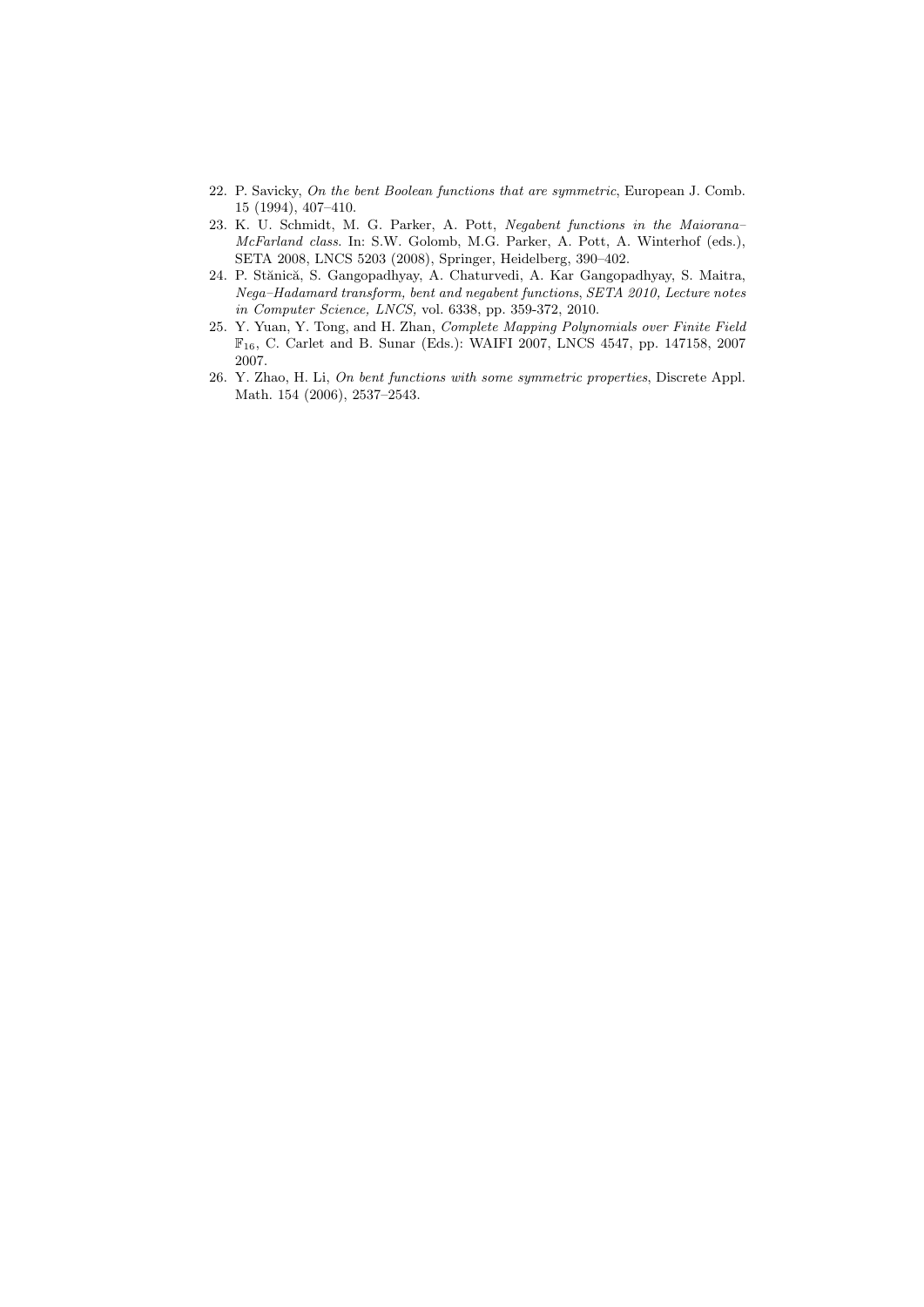22. P. Savicky, *On the bent Boolean functions that are symmetric*, European J. Comb. 15 (1994), 407–410.
23. K. U. Schmidt, M. G. Parker, A. Pott, *Negabent functions in the Maiorana–McFarland class*. In: S.W. Golomb, M.G. Parker, A. Pott, A. Winterhof (eds.), SETA 2008, LNCS 5203 (2008), Springer, Heidelberg, 390–402.
24. P. Stănică, S. Gangopadhyay, A. Chaturvedi, A. Kar Gangopadhyay, S. Maitra, *Nega–Hadamard transform, bent and negabent functions*, *SETA 2010, Lecture notes in Computer Science, LNCS*, vol. 6338, pp. 359-372, 2010.
25. Y. Yuan, Y. Tong, and H. Zhan, *Complete Mapping Polynomials over Finite Field* $\mathbb{F}_{16}$, C. Carlet and B. Sunar (Eds.): WAIFI 2007, LNCS 4547, pp. 147158, 2007 2007.
26. Y. Zhao, H. Li, *On bent functions with some symmetric properties*, Discrete Appl. Math. 154 (2006), 2537–2543.